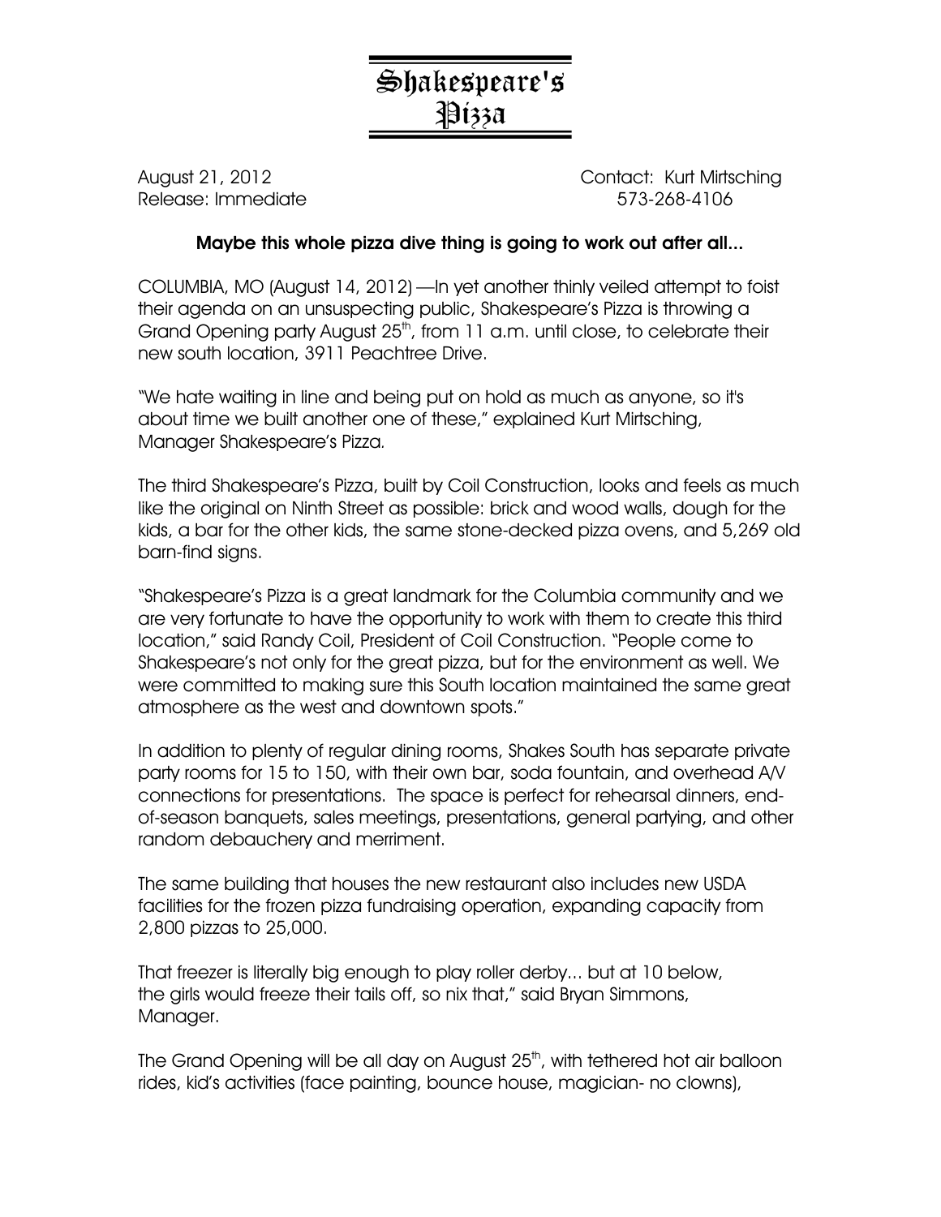# Shakespeare's Pizza

August 21, 2012 Contact: Kurt Mirtsching
Release: Immediate 573-268-4106

**Maybe this whole pizza dive thing is going to work out after all...**

COLUMBIA, MO (August 14, 2012) —In yet another thinly veiled attempt to foist their agenda on an unsuspecting public, Shakespeare's Pizza is throwing a Grand Opening party August 25th, from 11 a.m. until close, to celebrate their new south location, 3911 Peachtree Drive.

"We hate waiting in line and being put on hold as much as anyone, so it's about time we built another one of these," explained Kurt Mirtsching, Manager Shakespeare's Pizza.

The third Shakespeare's Pizza, built by Coil Construction, looks and feels as much like the original on Ninth Street as possible: brick and wood walls, dough for the kids, a bar for the other kids, the same stone-decked pizza ovens, and 5,269 old barn-find signs.

"Shakespeare's Pizza is a great landmark for the Columbia community and we are very fortunate to have the opportunity to work with them to create this third location," said Randy Coil, President of Coil Construction. "People come to Shakespeare's not only for the great pizza, but for the environment as well. We were committed to making sure this South location maintained the same great atmosphere as the west and downtown spots."

In addition to plenty of regular dining rooms, Shakes South has separate private party rooms for 15 to 150, with their own bar, soda fountain, and overhead A/V connections for presentations. The space is perfect for rehearsal dinners, end-of-season banquets, sales meetings, presentations, general partying, and other random debauchery and merriment.

The same building that houses the new restaurant also includes new USDA facilities for the frozen pizza fundraising operation, expanding capacity from 2,800 pizzas to 25,000.

That freezer is literally big enough to play roller derby... but at 10 below, the girls would freeze their tails off, so nix that," said Bryan Simmons, Manager.

The Grand Opening will be all day on August 25th, with tethered hot air balloon rides, kid's activities (face painting, bounce house, magician- no clowns),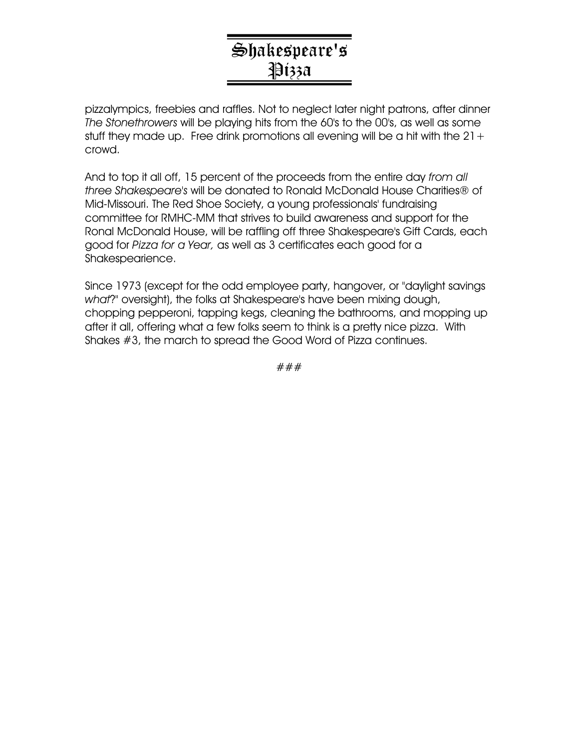pizzalympics, freebies and raffles. Not to neglect later night patrons, after dinner *The Stonethrowers* will be playing hits from the 60's to the 00's, as well as some stuff they made up. Free drink promotions all evening will be a hit with the 21+ crowd.

And to top it all off, 15 percent of the proceeds from the entire day *from all three Shakespeare's* will be donated to Ronald McDonald House Charities® of Mid-Missouri. The Red Shoe Society, a young professionals' fundraising committee for RMHC-MM that strives to build awareness and support for the Ronal McDonald House, will be raffling off three Shakespeare's Gift Cards, each good for *Pizza for a Year,* as well as 3 certificates each good for a Shakespearience.

Since 1973 (except for the odd employee party, hangover, or "daylight savings *what*?" oversight), the folks at Shakespeare's have been mixing dough, chopping pepperoni, tapping kegs, cleaning the bathrooms, and mopping up after it all, offering what a few folks seem to think is a pretty nice pizza. With Shakes #3, the march to spread the Good Word of Pizza continues.

###